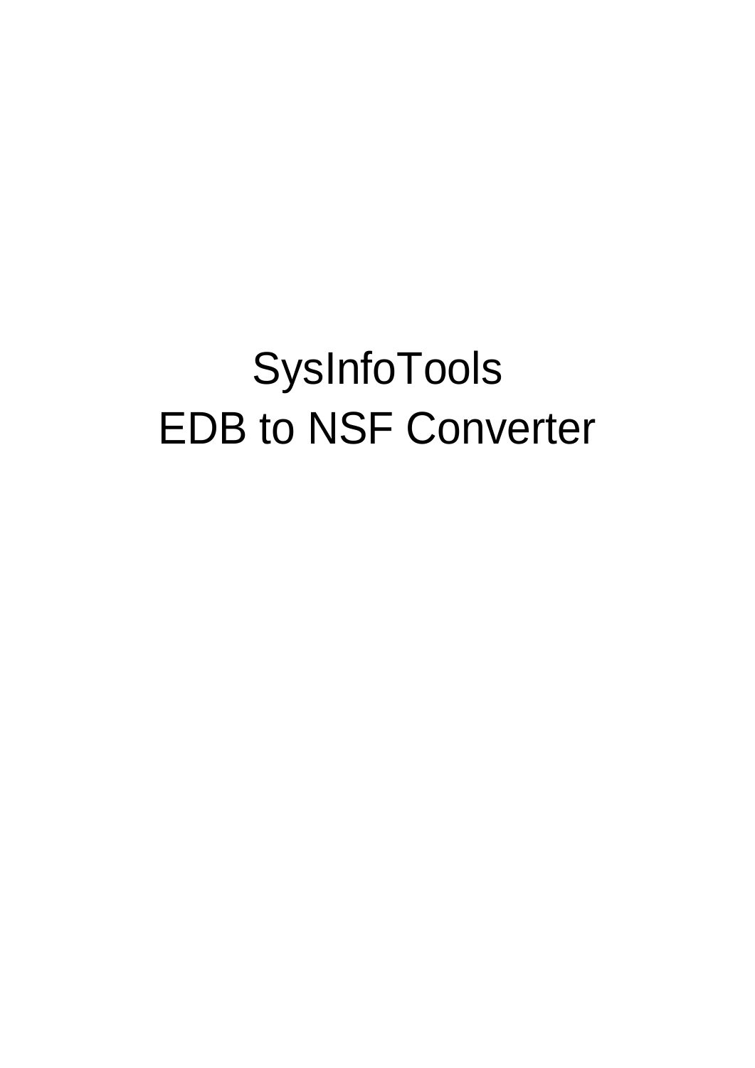# SysInfoTools
# EDB to NSF Converter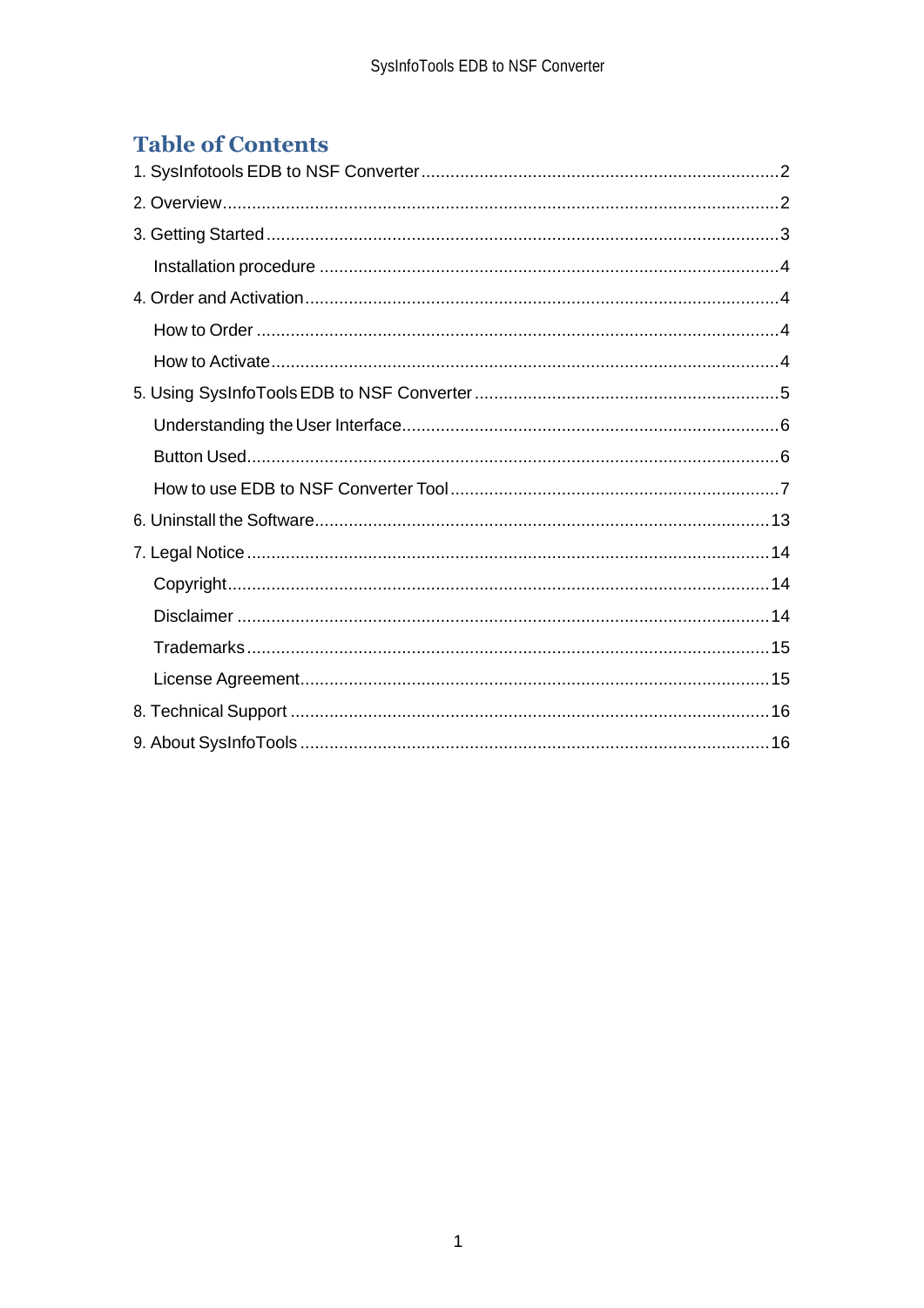# Table of Contents

1. SysInfotools EDB to NSF Converter .......... 2
2. Overview .......... 2
3. Getting Started .......... 3
    - Installation procedure .......... 4
4. Order and Activation .......... 4
    - How to Order .......... 4
    - How to Activate .......... 4
5. Using SysInfoTools EDB to NSF Converter .......... 5
    - Understanding the User Interface .......... 6
    - Button Used .......... 6
    - How to use EDB to NSF Converter Tool .......... 7
6. Uninstall the Software .......... 13
7. Legal Notice .......... 14
    - Copyright .......... 14
    - Disclaimer .......... 14
    - Trademarks .......... 15
    - License Agreement .......... 15
8. Technical Support .......... 16
9. About SysInfoTools .......... 16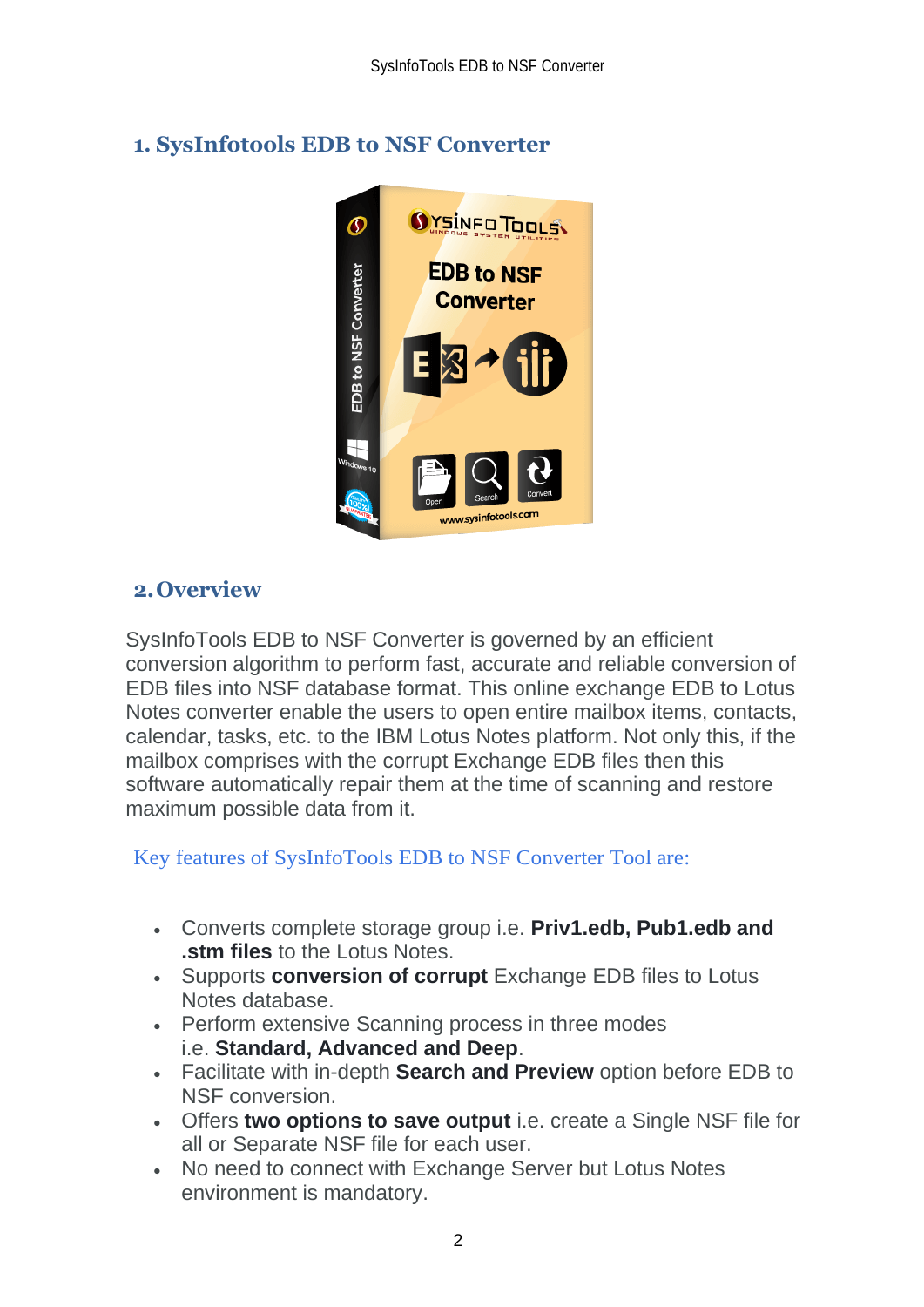## 1. SysInfotools EDB to NSF Converter

## 2. Overview

SysInfoTools EDB to NSF Converter is governed by an efficient conversion algorithm to perform fast, accurate and reliable conversion of EDB files into NSF database format. This online exchange EDB to Lotus Notes converter enable the users to open entire mailbox items, contacts, calendar, tasks, etc. to the IBM Lotus Notes platform. Not only this, if the mailbox comprises with the corrupt Exchange EDB files then this software automatically repair them at the time of scanning and restore maximum possible data from it.

Key features of SysInfoTools EDB to NSF Converter Tool are:

- Converts complete storage group i.e. **Priv1.edb, Pub1.edb and .stm files** to the Lotus Notes.
- Supports **conversion of corrupt** Exchange EDB files to Lotus Notes database.
- Perform extensive Scanning process in three modes i.e. **Standard, Advanced and Deep**.
- Facilitate with in-depth **Search and Preview** option before EDB to NSF conversion.
- Offers **two options to save output** i.e. create a Single NSF file for all or Separate NSF file for each user.
- No need to connect with Exchange Server but Lotus Notes environment is mandatory.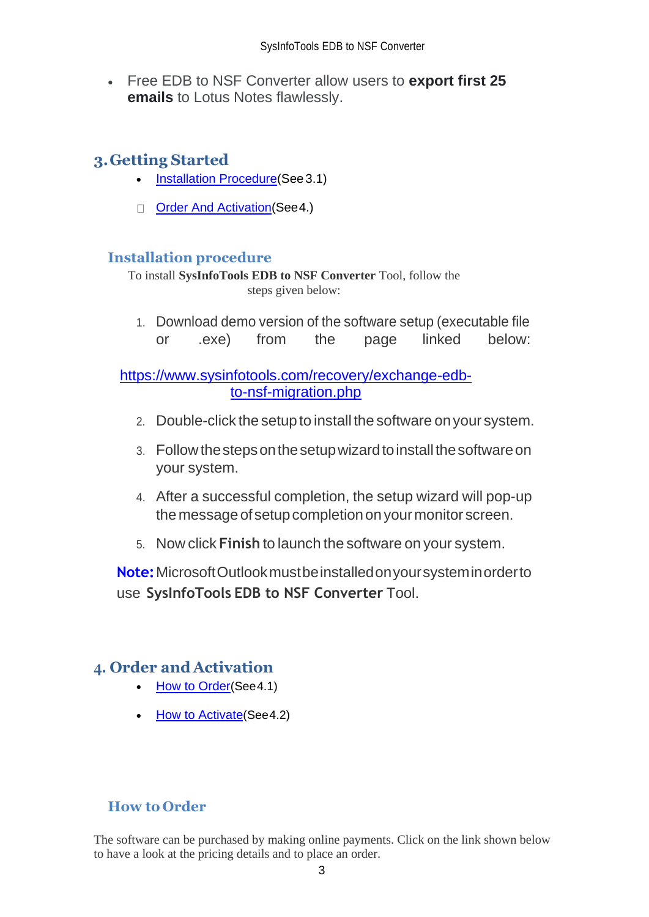- Free EDB to NSF Converter allow users to **export first 25 emails** to Lotus Notes flawlessly.

## 3. Getting Started

- Installation Procedure(See 3.1)
- Order And Activation(See 4.)

### Installation procedure

To install **SysInfoTools EDB to NSF Converter** Tool, follow the steps given below:

1. Download demo version of the software setup (executable file or .exe) from the page linked below:

https://www.sysinfotools.com/recovery/exchange-edb-to-nsf-migration.php

2. Double-click the setup to install the software on your system.
3. Follow the steps on the setup wizard to install the software on your system.
4. After a successful completion, the setup wizard will pop-up the message of setup completion on your monitor screen.
5. Now click **Finish** to launch the software on your system.

**Note:** Microsoft Outlook must be installed on your system in order to use **SysInfoTools EDB to NSF Converter** Tool.

## 4. Order and Activation

- How to Order(See 4.1)
- How to Activate(See 4.2)

### How to Order

The software can be purchased by making online payments. Click on the link shown below to have a look at the pricing details and to place an order.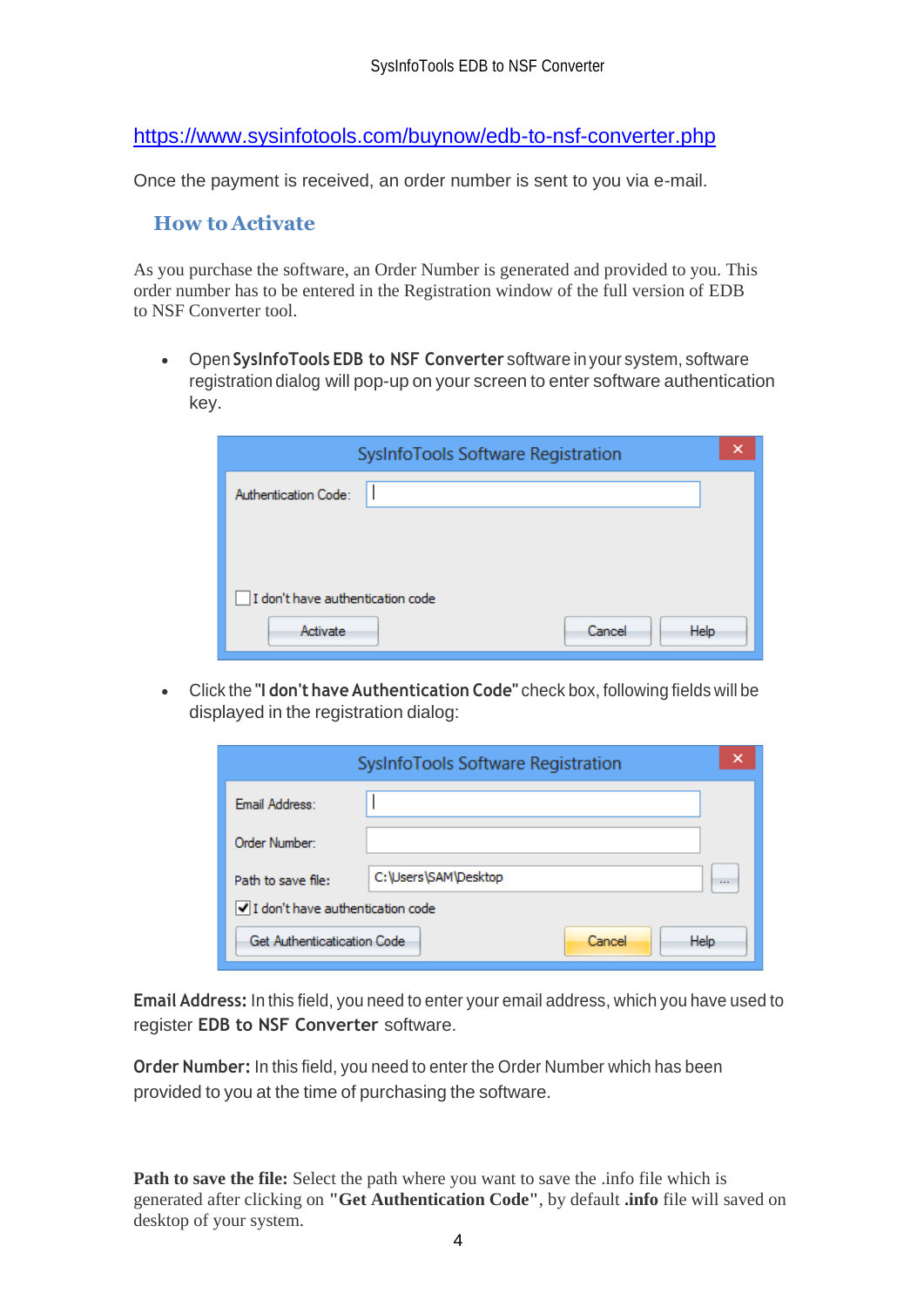https://www.sysinfotools.com/buynow/edb-to-nsf-converter.php

Once the payment is received, an order number is sent to you via e-mail.

## How to Activate

As you purchase the software, an Order Number is generated and provided to you. This order number has to be entered in the Registration window of the full version of EDB to NSF Converter tool.

- Open **SysInfoTools EDB to NSF Converter** software in your system, software registration dialog will pop-up on your screen to enter software authentication key.

- Click the **"I don't have Authentication Code"** check box, following fields will be displayed in the registration dialog:

**Email Address:** In this field, you need to enter your email address, which you have used to register **EDB to NSF Converter** software.

**Order Number:** In this field, you need to enter the Order Number which has been provided to you at the time of purchasing the software.

**Path to save the file:** Select the path where you want to save the .info file which is generated after clicking on **"Get Authentication Code"**, by default **.info** file will saved on desktop of your system.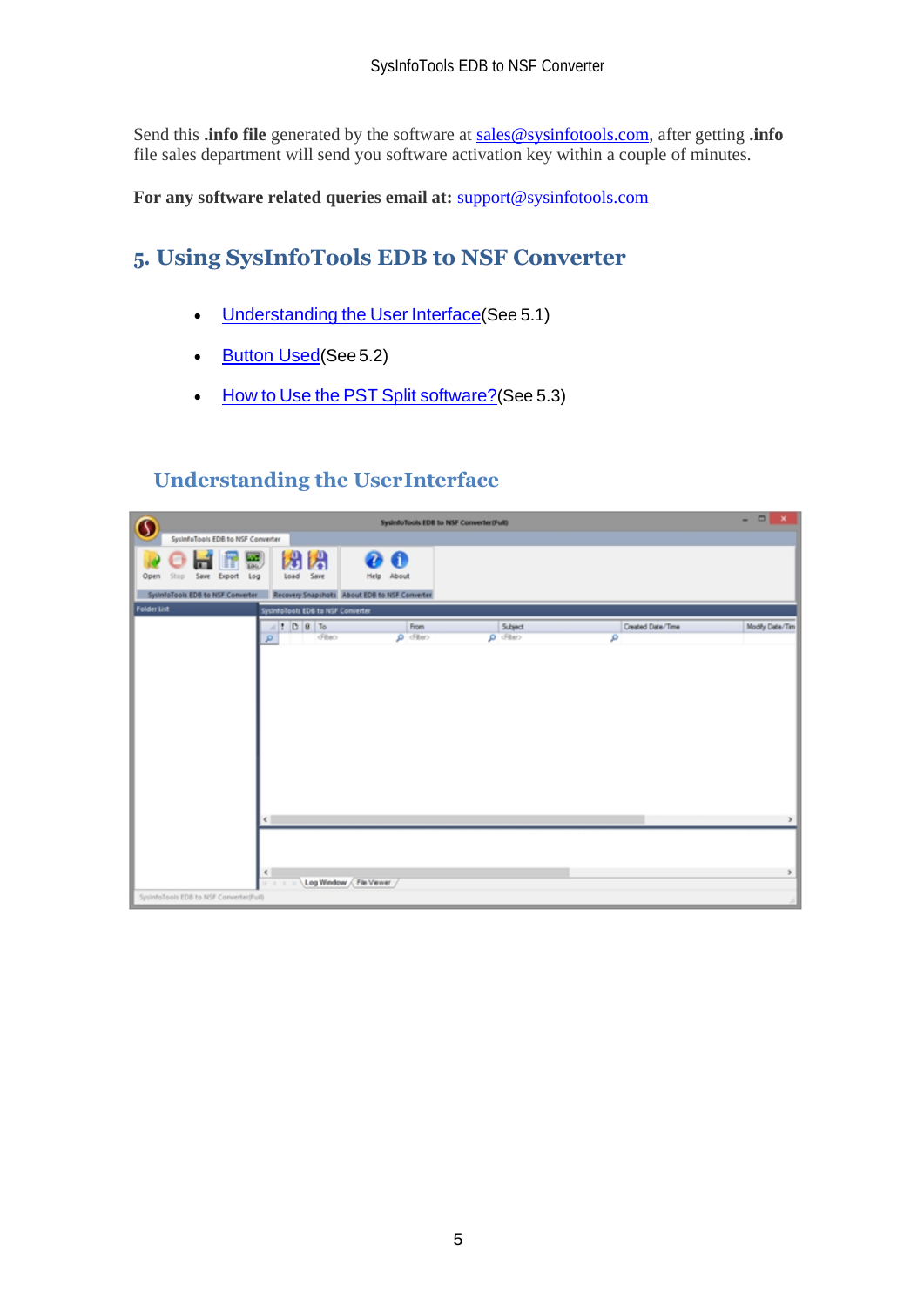Send this **.info file** generated by the software at sales@sysinfotools.com, after getting **.info** file sales department will send you software activation key within a couple of minutes.

**For any software related queries email at:** support@sysinfotools.com

## 5. Using SysInfoTools EDB to NSF Converter

- Understanding the User Interface(See 5.1)
- Button Used(See 5.2)
- How to Use the PST Split software?(See 5.3)

### Understanding the UserInterface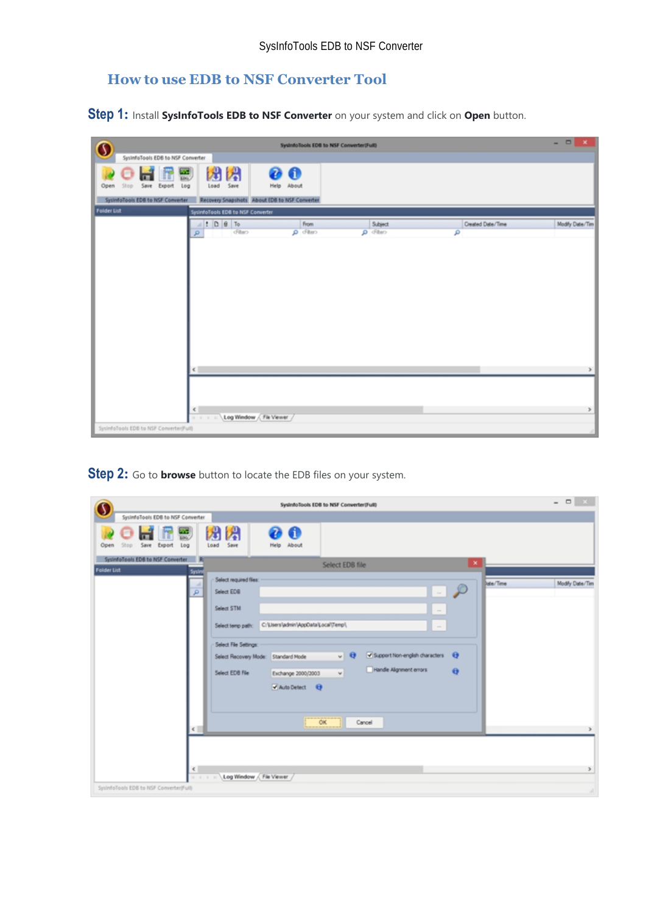# How to use EDB to NSF Converter Tool

**Step 1:** Install **SysInfoTools EDB to NSF Converter** on your system and click on **Open** button.

**Step 2:** Go to **browse** button to locate the EDB files on your system.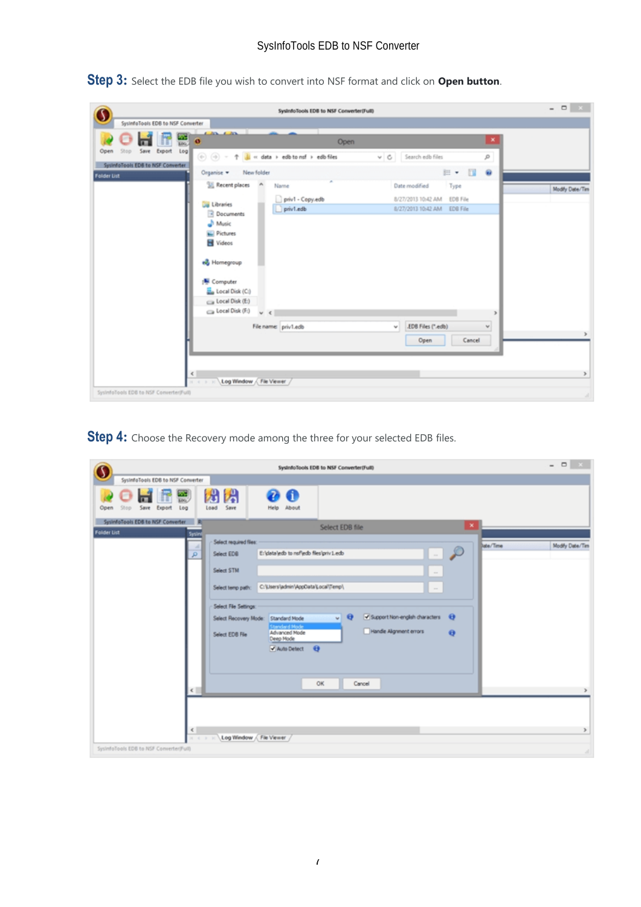**Step 3:** Select the EDB file you wish to convert into NSF format and click on **Open button**.

**Step 4:** Choose the Recovery mode among the three for your selected EDB files.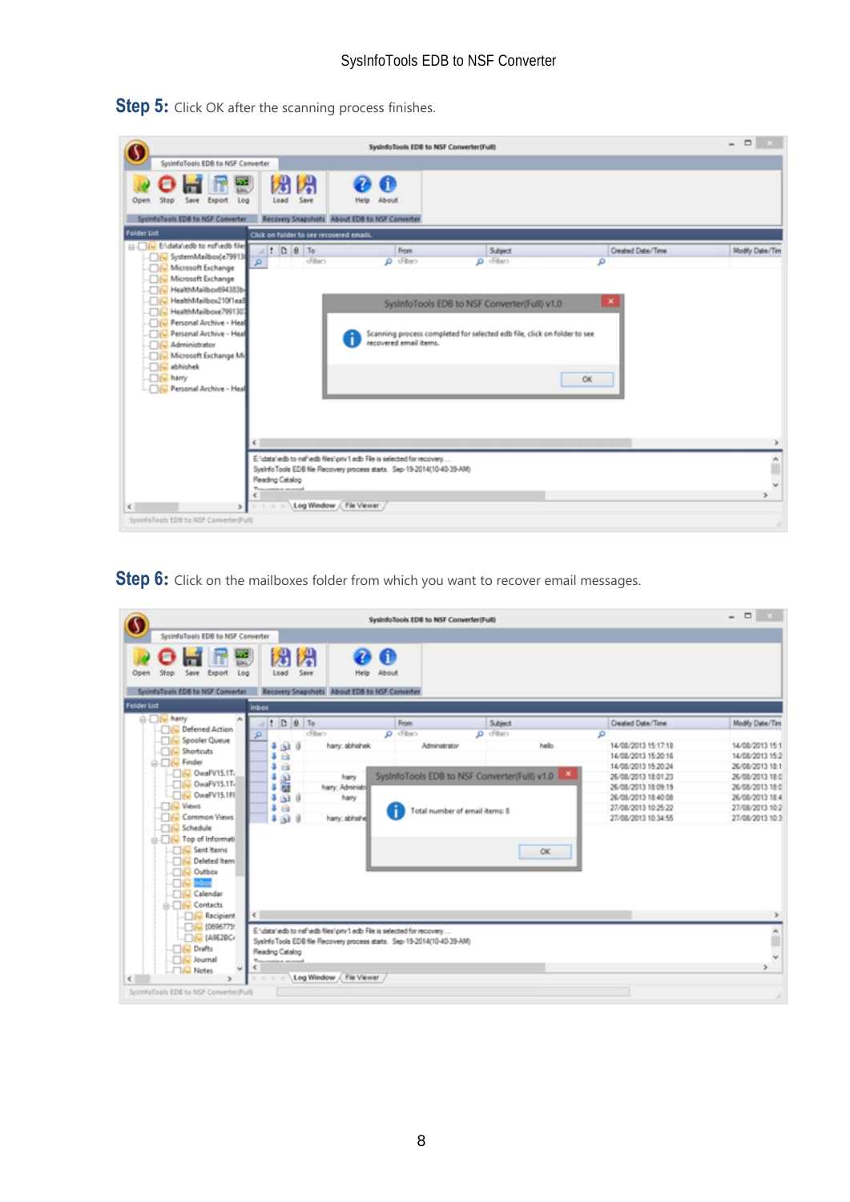**Step 5:** Click OK after the scanning process finishes.

**Step 6:** Click on the mailboxes folder from which you want to recover email messages.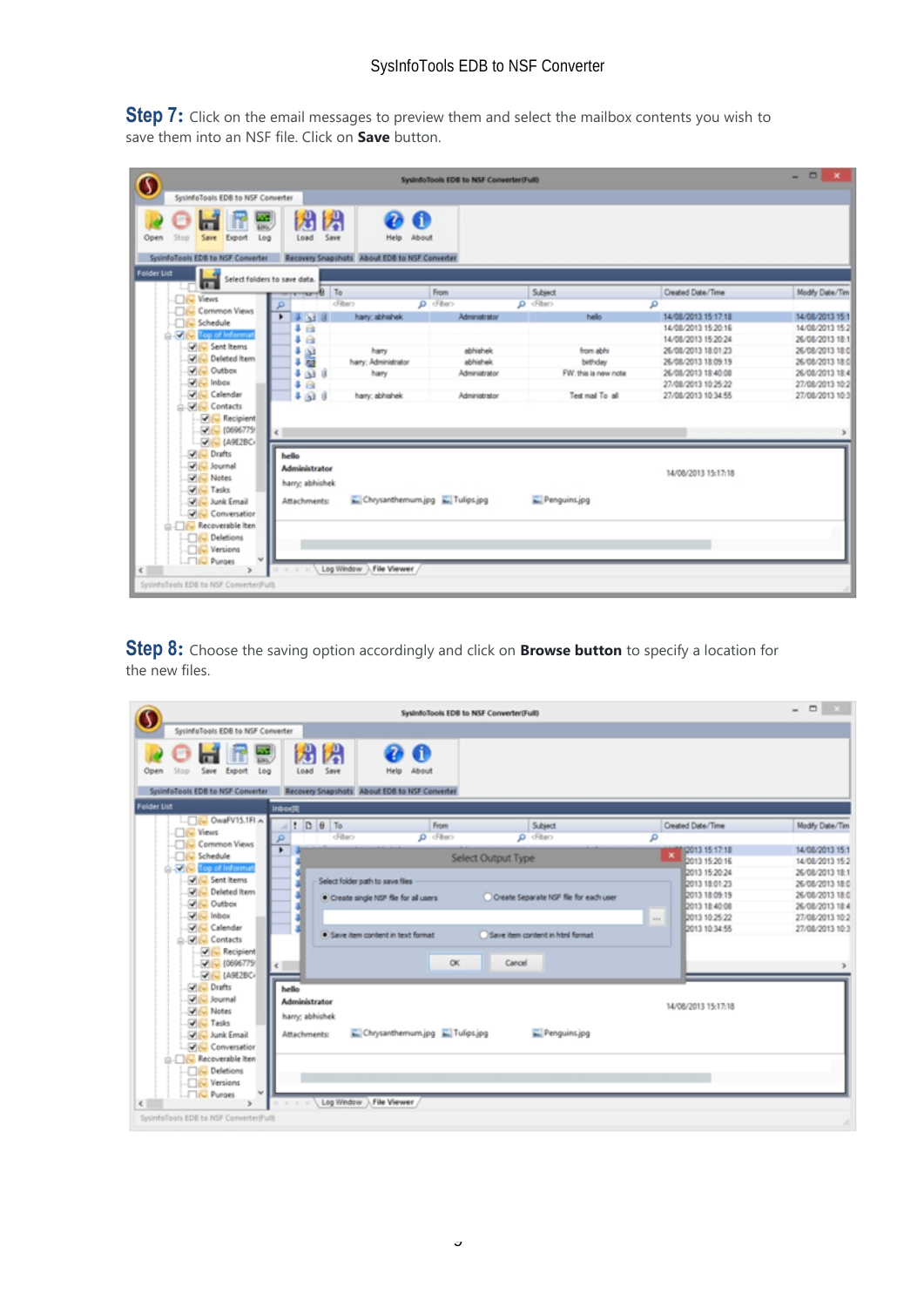**Step 7:** Click on the email messages to preview them and select the mailbox contents you wish to save them into an NSF file. Click on **Save** button.

**Step 8:** Choose the saving option accordingly and click on **Browse button** to specify a location for the new files.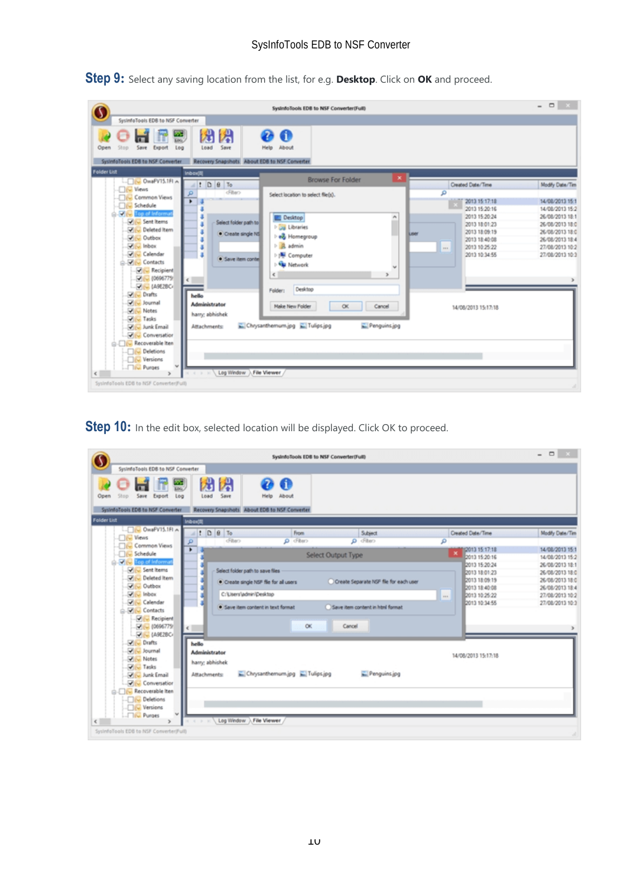**Step 9:** Select any saving location from the list, for e.g. **Desktop**. Click on **OK** and proceed.

**Step 10:** In the edit box, selected location will be displayed. Click OK to proceed.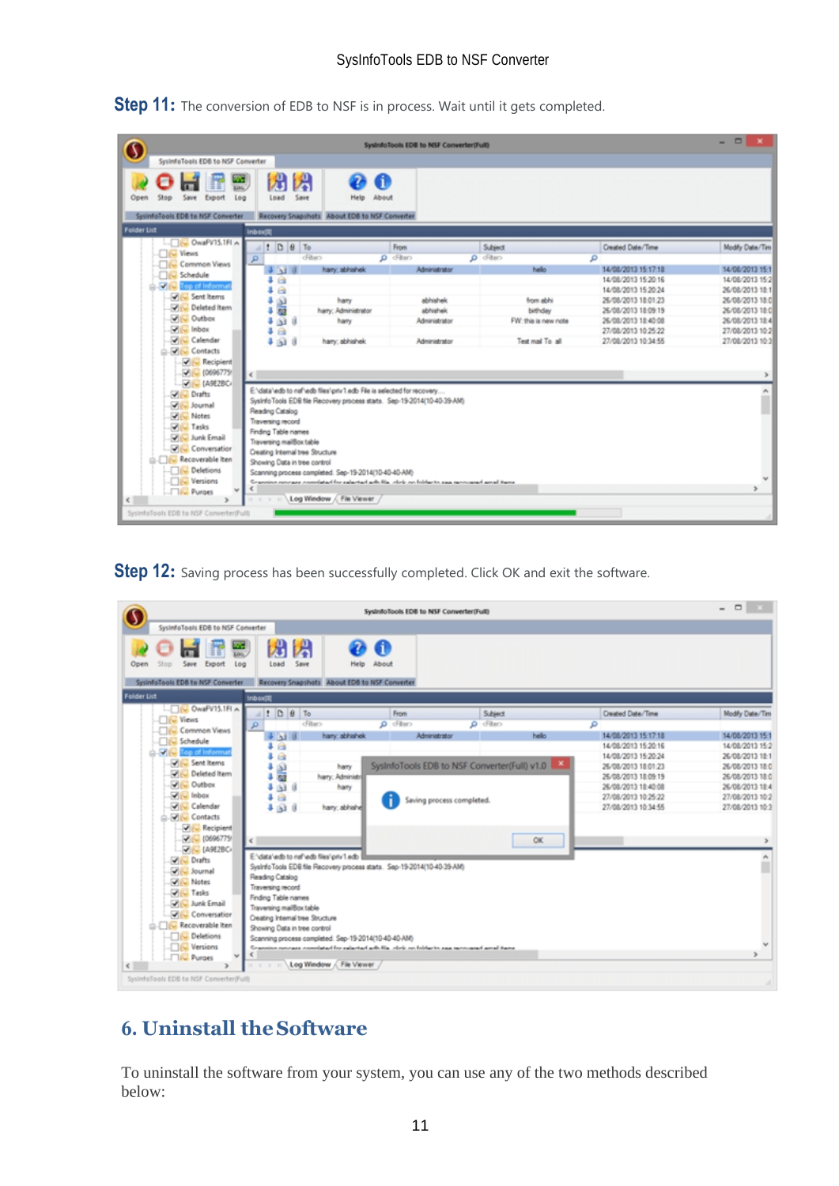**Step 11:** The conversion of EDB to NSF is in process. Wait until it gets completed.

**Step 12:** Saving process has been successfully completed. Click OK and exit the software.

## 6. Uninstall the Software

To uninstall the software from your system, you can use any of the two methods described below: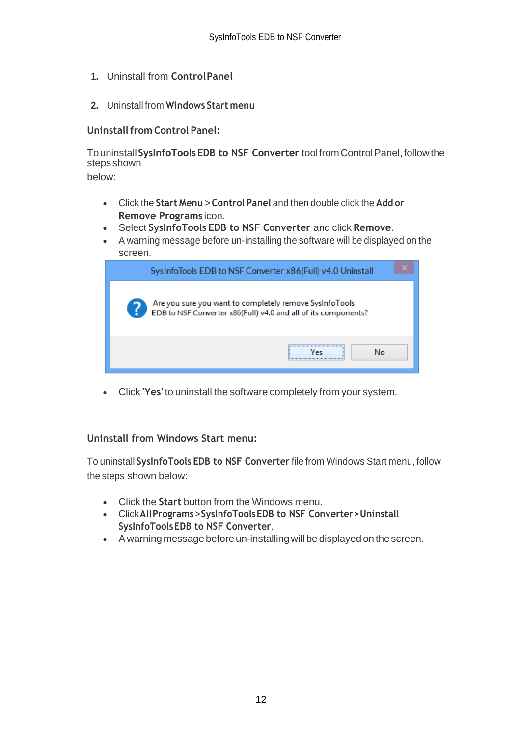1. Uninstall from **Control Panel**

2. Uninstall from **Windows Start menu**

**Uninstall from Control Panel:**

To uninstall **SysInfoTools EDB to NSF Converter** tool from Control Panel, follow the steps shown below:

- Click the **Start Menu** > **Control Panel** and then double click the **Add or Remove Programs** icon.
- Select **SysInfoTools EDB to NSF Converter** and click **Remove**.
- A warning message before un-installing the software will be displayed on the screen.

- Click '**Yes**' to uninstall the software completely from your system.

**Uninstall from Windows Start menu:**

To uninstall **SysInfoTools EDB to NSF Converter** file from Windows Start menu, follow the steps shown below:

- Click the **Start** button from the Windows menu.
- Click **All Programs** > **SysInfoTools EDB to NSF Converter** > **Uninstall SysInfoTools EDB to NSF Converter**.
- A warning message before un-installing will be displayed on the screen.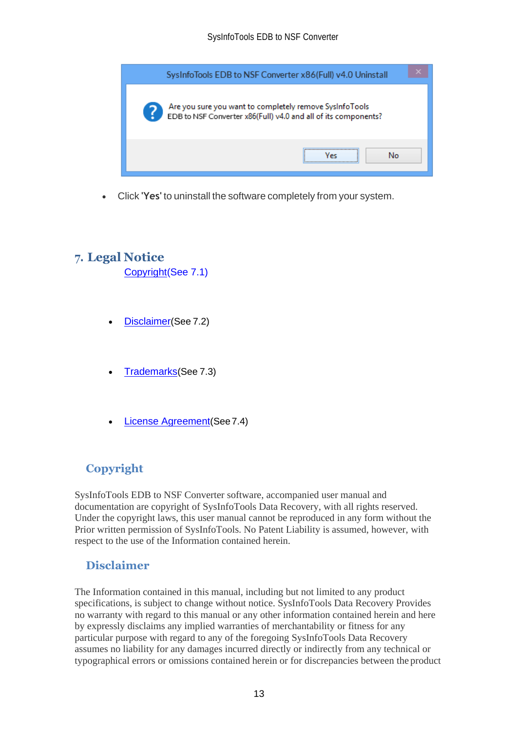- Click '**Yes**' to uninstall the software completely from your system.

## 7. Legal Notice

[Copyright](See 7.1)

- [Disclaimer](See 7.2)

- [Trademarks](See 7.3)

- [License Agreement](See 7.4)

### Copyright

SysInfoTools EDB to NSF Converter software, accompanied user manual and documentation are copyright of SysInfoTools Data Recovery, with all rights reserved. Under the copyright laws, this user manual cannot be reproduced in any form without the Prior written permission of SysInfoTools. No Patent Liability is assumed, however, with respect to the use of the Information contained herein.

### Disclaimer

The Information contained in this manual, including but not limited to any product specifications, is subject to change without notice. SysInfoTools Data Recovery Provides no warranty with regard to this manual or any other information contained herein and here by expressly disclaims any implied warranties of merchantability or fitness for any particular purpose with regard to any of the foregoing SysInfoTools Data Recovery assumes no liability for any damages incurred directly or indirectly from any technical or typographical errors or omissions contained herein or for discrepancies between the product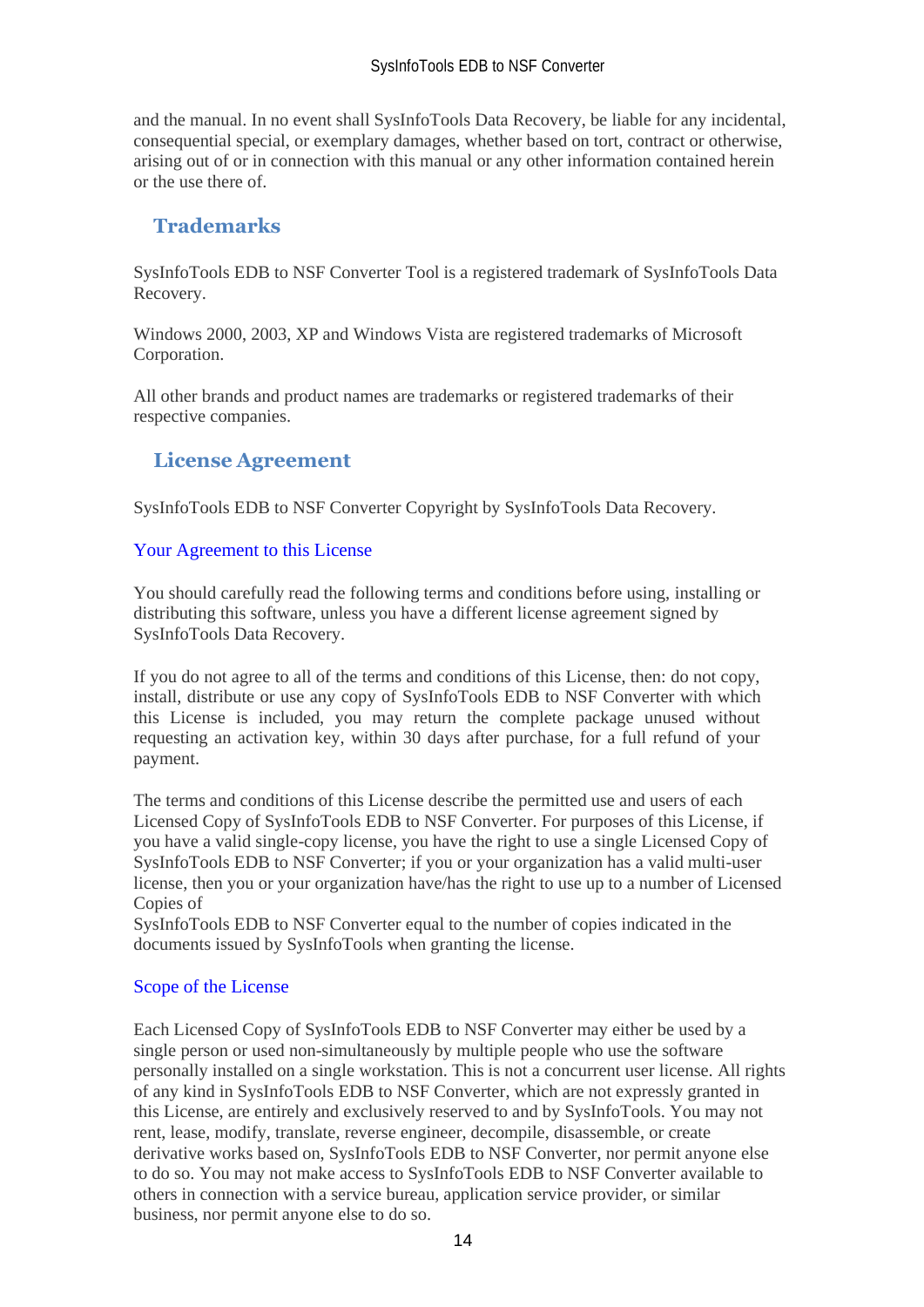and the manual. In no event shall SysInfoTools Data Recovery, be liable for any incidental, consequential special, or exemplary damages, whether based on tort, contract or otherwise, arising out of or in connection with this manual or any other information contained herein or the use there of.

## Trademarks

SysInfoTools EDB to NSF Converter Tool is a registered trademark of SysInfoTools Data Recovery.

Windows 2000, 2003, XP and Windows Vista are registered trademarks of Microsoft Corporation.

All other brands and product names are trademarks or registered trademarks of their respective companies.

## License Agreement

SysInfoTools EDB to NSF Converter Copyright by SysInfoTools Data Recovery.

### Your Agreement to this License

You should carefully read the following terms and conditions before using, installing or distributing this software, unless you have a different license agreement signed by SysInfoTools Data Recovery.

If you do not agree to all of the terms and conditions of this License, then: do not copy, install, distribute or use any copy of SysInfoTools EDB to NSF Converter with which this License is included, you may return the complete package unused without requesting an activation key, within 30 days after purchase, for a full refund of your payment.

The terms and conditions of this License describe the permitted use and users of each Licensed Copy of SysInfoTools EDB to NSF Converter. For purposes of this License, if you have a valid single-copy license, you have the right to use a single Licensed Copy of SysInfoTools EDB to NSF Converter; if you or your organization has a valid multi-user license, then you or your organization have/has the right to use up to a number of Licensed Copies of
SysInfoTools EDB to NSF Converter equal to the number of copies indicated in the documents issued by SysInfoTools when granting the license.

### Scope of the License

Each Licensed Copy of SysInfoTools EDB to NSF Converter may either be used by a single person or used non-simultaneously by multiple people who use the software personally installed on a single workstation. This is not a concurrent user license. All rights of any kind in SysInfoTools EDB to NSF Converter, which are not expressly granted in this License, are entirely and exclusively reserved to and by SysInfoTools. You may not rent, lease, modify, translate, reverse engineer, decompile, disassemble, or create derivative works based on, SysInfoTools EDB to NSF Converter, nor permit anyone else to do so. You may not make access to SysInfoTools EDB to NSF Converter available to others in connection with a service bureau, application service provider, or similar business, nor permit anyone else to do so.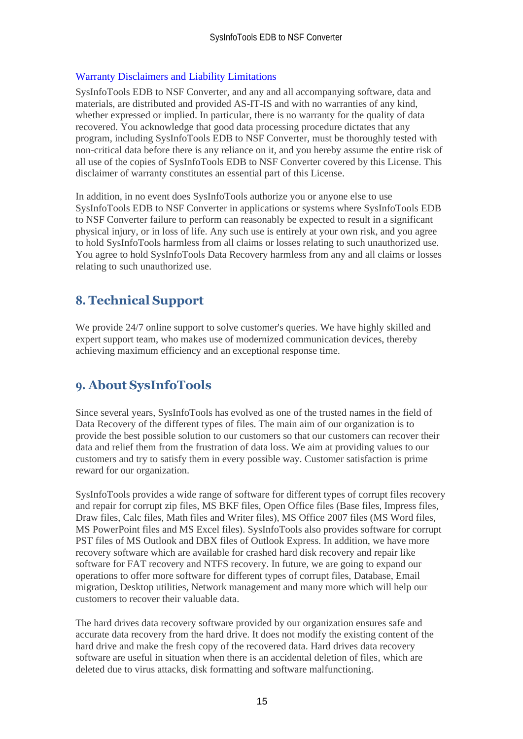### Warranty Disclaimers and Liability Limitations

SysInfoTools EDB to NSF Converter, and any and all accompanying software, data and materials, are distributed and provided AS-IT-IS and with no warranties of any kind, whether expressed or implied. In particular, there is no warranty for the quality of data recovered. You acknowledge that good data processing procedure dictates that any program, including SysInfoTools EDB to NSF Converter, must be thoroughly tested with non-critical data before there is any reliance on it, and you hereby assume the entire risk of all use of the copies of SysInfoTools EDB to NSF Converter covered by this License. This disclaimer of warranty constitutes an essential part of this License.

In addition, in no event does SysInfoTools authorize you or anyone else to use SysInfoTools EDB to NSF Converter in applications or systems where SysInfoTools EDB to NSF Converter failure to perform can reasonably be expected to result in a significant physical injury, or in loss of life. Any such use is entirely at your own risk, and you agree to hold SysInfoTools harmless from all claims or losses relating to such unauthorized use. You agree to hold SysInfoTools Data Recovery harmless from any and all claims or losses relating to such unauthorized use.

## 8. Technical Support

We provide 24/7 online support to solve customer's queries. We have highly skilled and expert support team, who makes use of modernized communication devices, thereby achieving maximum efficiency and an exceptional response time.

## 9. About SysInfoTools

Since several years, SysInfoTools has evolved as one of the trusted names in the field of Data Recovery of the different types of files. The main aim of our organization is to provide the best possible solution to our customers so that our customers can recover their data and relief them from the frustration of data loss. We aim at providing values to our customers and try to satisfy them in every possible way. Customer satisfaction is prime reward for our organization.

SysInfoTools provides a wide range of software for different types of corrupt files recovery and repair for corrupt zip files, MS BKF files, Open Office files (Base files, Impress files, Draw files, Calc files, Math files and Writer files), MS Office 2007 files (MS Word files, MS PowerPoint files and MS Excel files). SysInfoTools also provides software for corrupt PST files of MS Outlook and DBX files of Outlook Express. In addition, we have more recovery software which are available for crashed hard disk recovery and repair like software for FAT recovery and NTFS recovery. In future, we are going to expand our operations to offer more software for different types of corrupt files, Database, Email migration, Desktop utilities, Network management and many more which will help our customers to recover their valuable data.

The hard drives data recovery software provided by our organization ensures safe and accurate data recovery from the hard drive. It does not modify the existing content of the hard drive and make the fresh copy of the recovered data. Hard drives data recovery software are useful in situation when there is an accidental deletion of files, which are deleted due to virus attacks, disk formatting and software malfunctioning.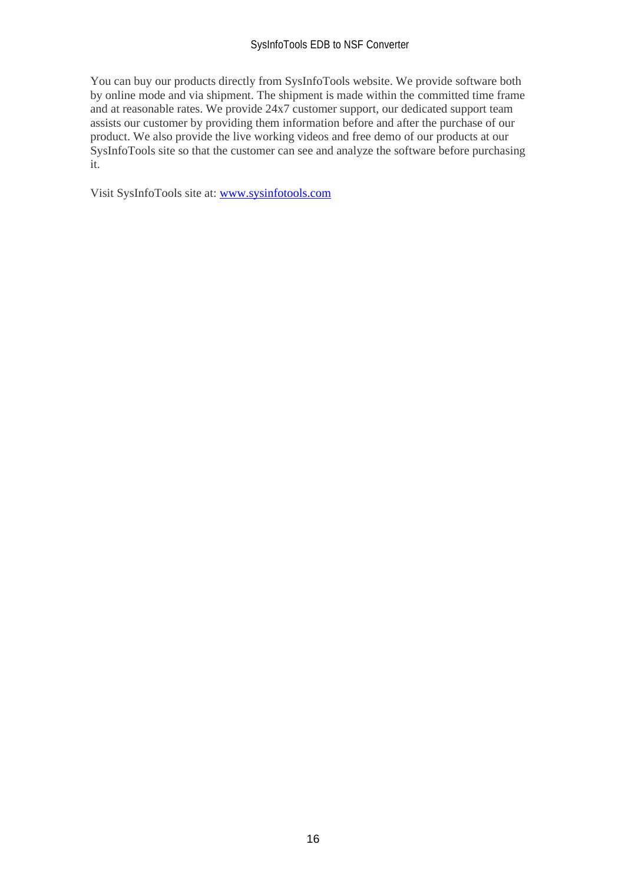You can buy our products directly from SysInfoTools website. We provide software both by online mode and via shipment. The shipment is made within the committed time frame and at reasonable rates. We provide 24x7 customer support, our dedicated support team assists our customer by providing them information before and after the purchase of our product. We also provide the live working videos and free demo of our products at our SysInfoTools site so that the customer can see and analyze the software before purchasing it.

Visit SysInfoTools site at: [www.sysinfotools.com](http://www.sysinfotools.com)